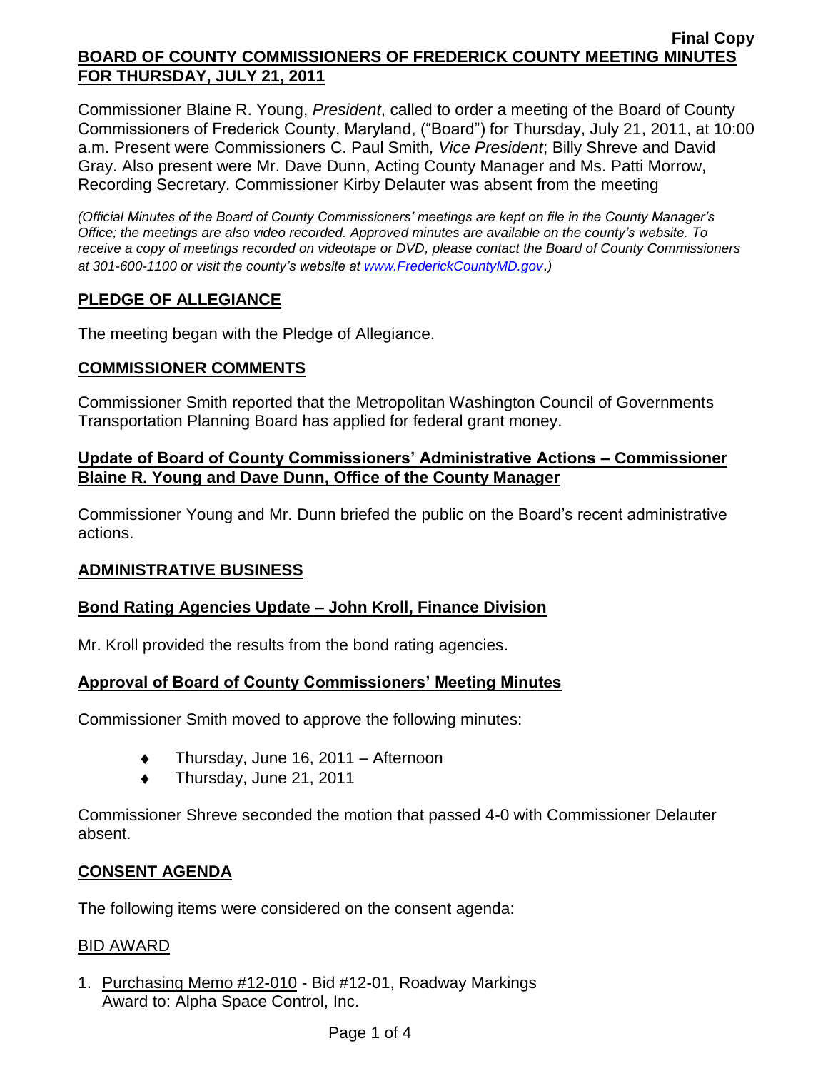**Final Copy**

**BOARD OF COUNTY COMMISSIONERS OF FREDERICK COUNTY MEETING MINUTES FOR THURSDAY, JULY 21, 2011**

Commissioner Blaine R. Young, *President*, called to order a meeting of the Board of County Commissioners of Frederick County, Maryland, ("Board") for Thursday, July 21, 2011, at 10:00 a.m. Present were Commissioners C. Paul Smith*, Vice President*; Billy Shreve and David Gray. Also present were Mr. Dave Dunn, Acting County Manager and Ms. Patti Morrow, Recording Secretary. Commissioner Kirby Delauter was absent from the meeting

*(Official Minutes of the Board of County Commissioners' meetings are kept on file in the County Manager's Office; the meetings are also video recorded. Approved minutes are available on the county's website. To receive a copy of meetings recorded on videotape or DVD, please contact the Board of County Commissioners at 301-600-1100 or visit the county's website at www.FrederickCountyMD.gov.)*

## PLEDGE OF ALLEGIANCE

The meeting began with the Pledge of Allegiance.

## COMMISSIONER COMMENTS

Commissioner Smith reported that the Metropolitan Washington Council of Governments Transportation Planning Board has applied for federal grant money.

### Update of Board of County Commissioners' Administrative Actions – Commissioner Blaine R. Young and Dave Dunn, Office of the County Manager

Commissioner Young and Mr. Dunn briefed the public on the Board's recent administrative actions.

## ADMINISTRATIVE BUSINESS

### Bond Rating Agencies Update – John Kroll, Finance Division

Mr. Kroll provided the results from the bond rating agencies.

### Approval of Board of County Commissioners' Meeting Minutes

Commissioner Smith moved to approve the following minutes:

- Thursday, June 16, 2011 – Afternoon
- Thursday, June 21, 2011

Commissioner Shreve seconded the motion that passed 4-0 with Commissioner Delauter absent.

## CONSENT AGENDA

The following items were considered on the consent agenda:

BID AWARD

1. Purchasing Memo #12-010 - Bid #12-01, Roadway Markings
   Award to: Alpha Space Control, Inc.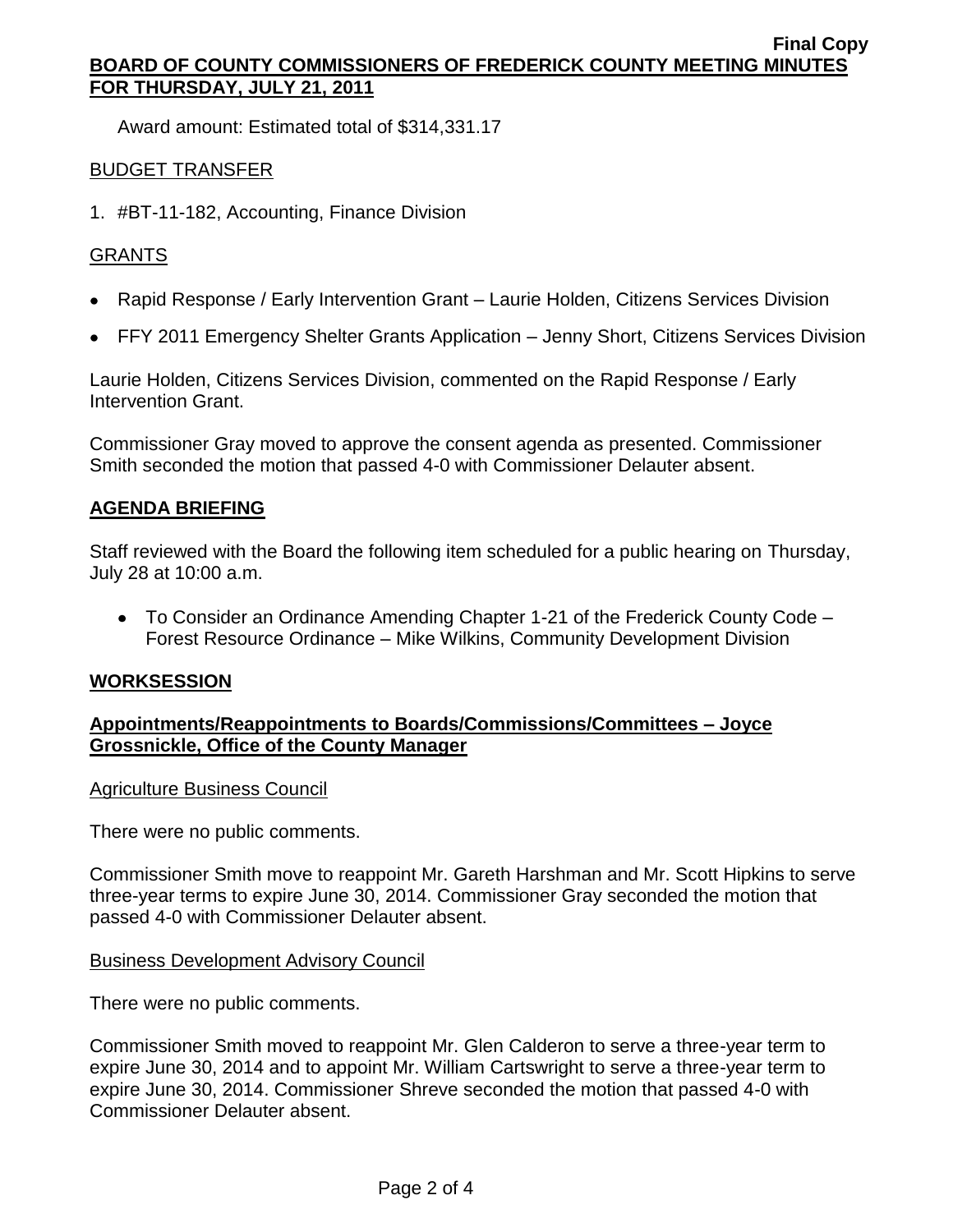Award amount: Estimated total of $314,331.17

BUDGET TRANSFER

1. #BT-11-182, Accounting, Finance Division

GRANTS

- Rapid Response / Early Intervention Grant – Laurie Holden, Citizens Services Division
- FFY 2011 Emergency Shelter Grants Application – Jenny Short, Citizens Services Division

Laurie Holden, Citizens Services Division, commented on the Rapid Response / Early Intervention Grant.

Commissioner Gray moved to approve the consent agenda as presented. Commissioner Smith seconded the motion that passed 4-0 with Commissioner Delauter absent.

## AGENDA BRIEFING

Staff reviewed with the Board the following item scheduled for a public hearing on Thursday, July 28 at 10:00 a.m.

- To Consider an Ordinance Amending Chapter 1-21 of the Frederick County Code – Forest Resource Ordinance – Mike Wilkins, Community Development Division

## WORKSESSION

### Appointments/Reappointments to Boards/Commissions/Committees – Joyce Grossnickle, Office of the County Manager

Agriculture Business Council

There were no public comments.

Commissioner Smith move to reappoint Mr. Gareth Harshman and Mr. Scott Hipkins to serve three-year terms to expire June 30, 2014. Commissioner Gray seconded the motion that passed 4-0 with Commissioner Delauter absent.

Business Development Advisory Council

There were no public comments.

Commissioner Smith moved to reappoint Mr. Glen Calderon to serve a three-year term to expire June 30, 2014 and to appoint Mr. William Cartswright to serve a three-year term to expire June 30, 2014. Commissioner Shreve seconded the motion that passed 4-0 with Commissioner Delauter absent.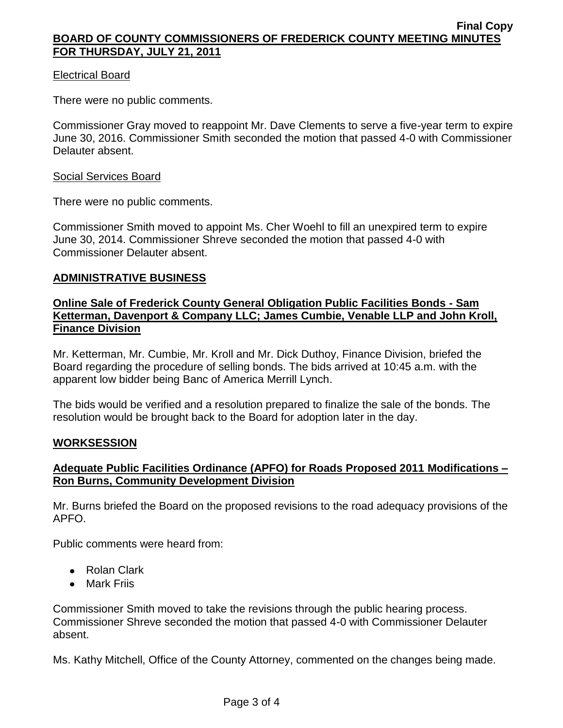Electrical Board

There were no public comments.

Commissioner Gray moved to reappoint Mr. Dave Clements to serve a five-year term to expire June 30, 2016. Commissioner Smith seconded the motion that passed 4-0 with Commissioner Delauter absent.

Social Services Board

There were no public comments.

Commissioner Smith moved to appoint Ms. Cher Woehl to fill an unexpired term to expire June 30, 2014. Commissioner Shreve seconded the motion that passed 4-0 with Commissioner Delauter absent.

## ADMINISTRATIVE BUSINESS

### Online Sale of Frederick County General Obligation Public Facilities Bonds - Sam Ketterman, Davenport & Company LLC; James Cumbie, Venable LLP and John Kroll, Finance Division

Mr. Ketterman, Mr. Cumbie, Mr. Kroll and Mr. Dick Duthoy, Finance Division, briefed the Board regarding the procedure of selling bonds. The bids arrived at 10:45 a.m. with the apparent low bidder being Banc of America Merrill Lynch.

The bids would be verified and a resolution prepared to finalize the sale of the bonds. The resolution would be brought back to the Board for adoption later in the day.

## WORKSESSION

### Adequate Public Facilities Ordinance (APFO) for Roads Proposed 2011 Modifications – Ron Burns, Community Development Division

Mr. Burns briefed the Board on the proposed revisions to the road adequacy provisions of the APFO.

Public comments were heard from:

- Rolan Clark
- Mark Friis

Commissioner Smith moved to take the revisions through the public hearing process. Commissioner Shreve seconded the motion that passed 4-0 with Commissioner Delauter absent.

Ms. Kathy Mitchell, Office of the County Attorney, commented on the changes being made.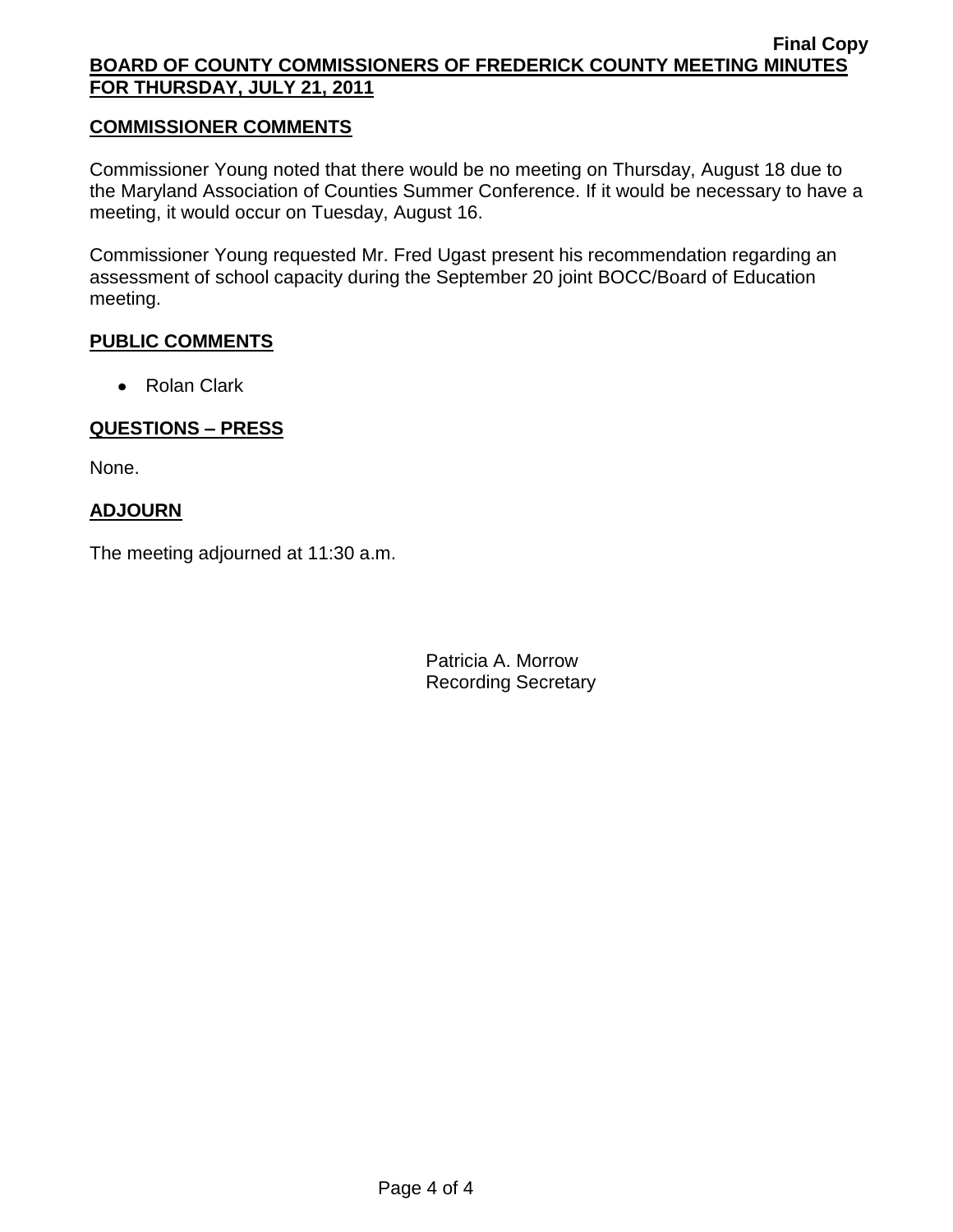## COMMISSIONER COMMENTS

Commissioner Young noted that there would be no meeting on Thursday, August 18 due to the Maryland Association of Counties Summer Conference. If it would be necessary to have a meeting, it would occur on Tuesday, August 16.

Commissioner Young requested Mr. Fred Ugast present his recommendation regarding an assessment of school capacity during the September 20 joint BOCC/Board of Education meeting.

## PUBLIC COMMENTS

- Rolan Clark

## QUESTIONS – PRESS

None.

## ADJOURN

The meeting adjourned at 11:30 a.m.

Patricia A. Morrow
Recording Secretary